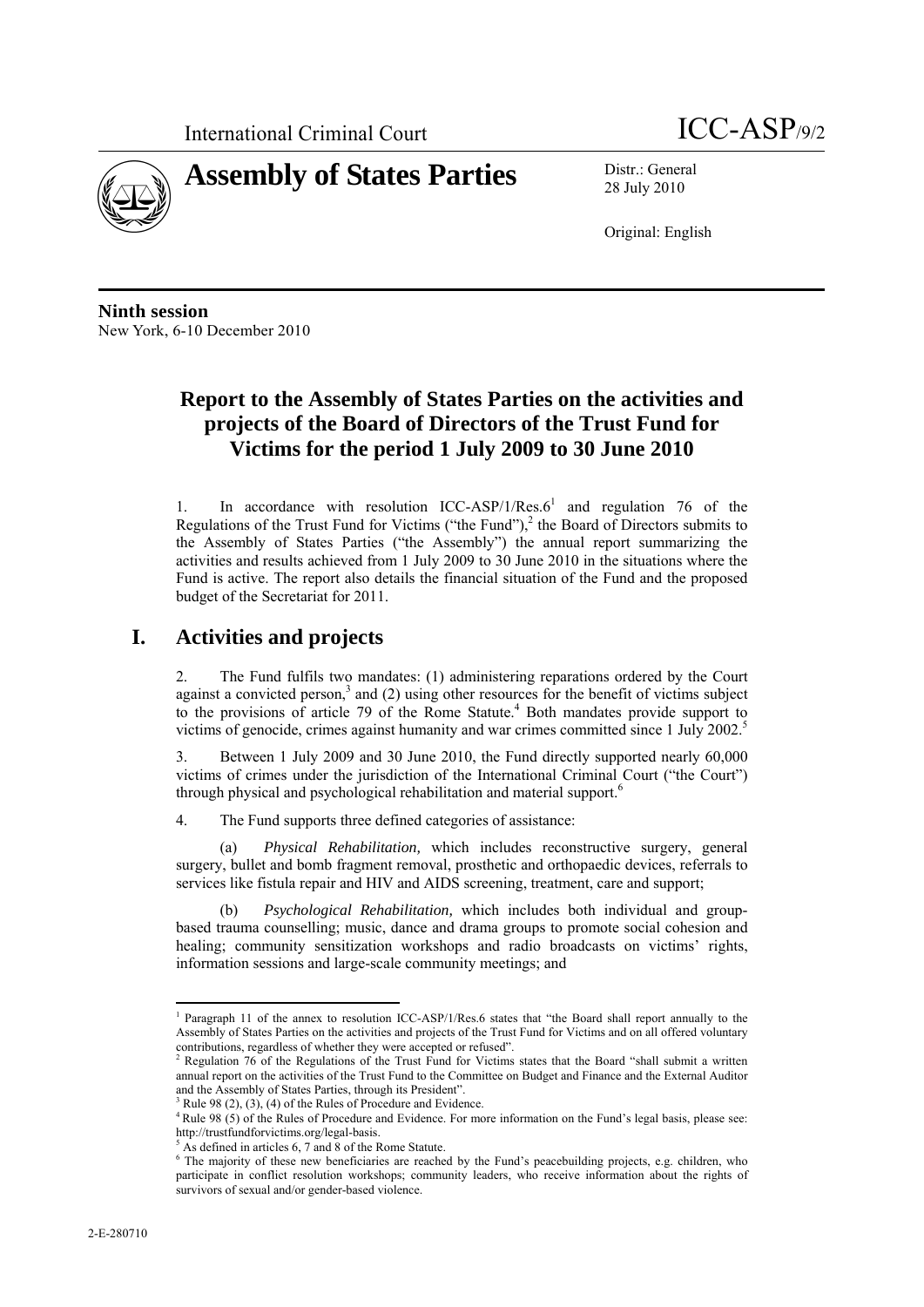International Criminal Court

ICC-ASP/9/2

# Assembly of States Parties

Distr.: General
28 July 2010

Original: English

**Ninth session**
New York, 6-10 December 2010

## Report to the Assembly of States Parties on the activities and projects of the Board of Directors of the Trust Fund for Victims for the period 1 July 2009 to 30 June 2010

1. In accordance with resolution ICC-ASP/1/Res.6[1] and regulation 76 of the Regulations of the Trust Fund for Victims ("the Fund"),[2] the Board of Directors submits to the Assembly of States Parties ("the Assembly") the annual report summarizing the activities and results achieved from 1 July 2009 to 30 June 2010 in the situations where the Fund is active. The report also details the financial situation of the Fund and the proposed budget of the Secretariat for 2011.

## I. Activities and projects

2. The Fund fulfils two mandates: (1) administering reparations ordered by the Court against a convicted person,[3] and (2) using other resources for the benefit of victims subject to the provisions of article 79 of the Rome Statute.[4] Both mandates provide support to victims of genocide, crimes against humanity and war crimes committed since 1 July 2002.[5]

3. Between 1 July 2009 and 30 June 2010, the Fund directly supported nearly 60,000 victims of crimes under the jurisdiction of the International Criminal Court ("the Court") through physical and psychological rehabilitation and material support.[6]

4. The Fund supports three defined categories of assistance:

(a) *Physical Rehabilitation,* which includes reconstructive surgery, general surgery, bullet and bomb fragment removal, prosthetic and orthopaedic devices, referrals to services like fistula repair and HIV and AIDS screening, treatment, care and support;

(b) *Psychological Rehabilitation,* which includes both individual and group-based trauma counselling; music, dance and drama groups to promote social cohesion and healing; community sensitization workshops and radio broadcasts on victims' rights, information sessions and large-scale community meetings; and

---

[1] Paragraph 11 of the annex to resolution ICC-ASP/1/Res.6 states that "the Board shall report annually to the Assembly of States Parties on the activities and projects of the Trust Fund for Victims and on all offered voluntary contributions, regardless of whether they were accepted or refused".

[2] Regulation 76 of the Regulations of the Trust Fund for Victims states that the Board "shall submit a written annual report on the activities of the Trust Fund to the Committee on Budget and Finance and the External Auditor and the Assembly of States Parties, through its President".

[3] Rule 98 (2), (3), (4) of the Rules of Procedure and Evidence.

[4] Rule 98 (5) of the Rules of Procedure and Evidence. For more information on the Fund's legal basis, please see: http://trustfundforvictims.org/legal-basis.

[5] As defined in articles 6, 7 and 8 of the Rome Statute.

[6] The majority of these new beneficiaries are reached by the Fund's peacebuilding projects, e.g. children, who participate in conflict resolution workshops; community leaders, who receive information about the rights of survivors of sexual and/or gender-based violence.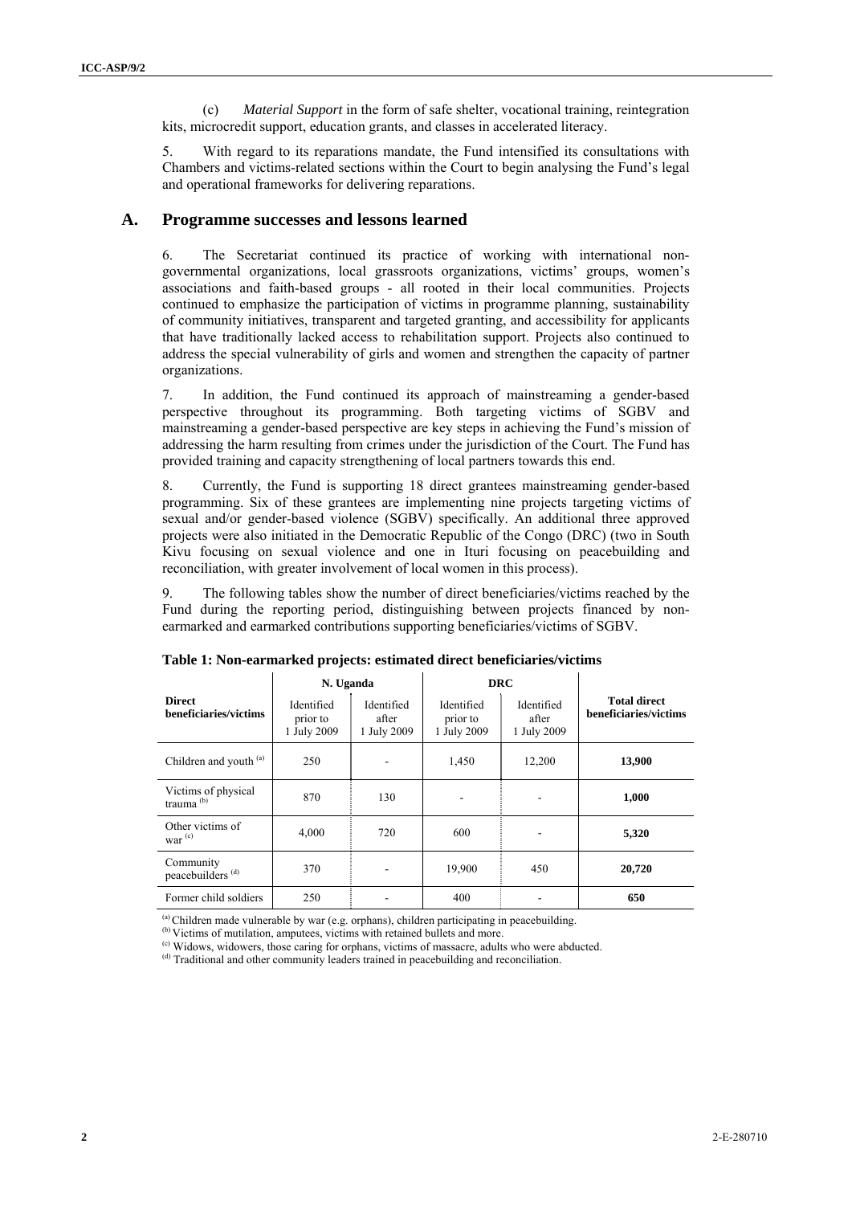(c) *Material Support* in the form of safe shelter, vocational training, reintegration kits, microcredit support, education grants, and classes in accelerated literacy.

5. With regard to its reparations mandate, the Fund intensified its consultations with Chambers and victims-related sections within the Court to begin analysing the Fund's legal and operational frameworks for delivering reparations.

## A. Programme successes and lessons learned

6. The Secretariat continued its practice of working with international non-governmental organizations, local grassroots organizations, victims' groups, women's associations and faith-based groups - all rooted in their local communities. Projects continued to emphasize the participation of victims in programme planning, sustainability of community initiatives, transparent and targeted granting, and accessibility for applicants that have traditionally lacked access to rehabilitation support. Projects also continued to address the special vulnerability of girls and women and strengthen the capacity of partner organizations.

7. In addition, the Fund continued its approach of mainstreaming a gender-based perspective throughout its programming. Both targeting victims of SGBV and mainstreaming a gender-based perspective are key steps in achieving the Fund's mission of addressing the harm resulting from crimes under the jurisdiction of the Court. The Fund has provided training and capacity strengthening of local partners towards this end.

8. Currently, the Fund is supporting 18 direct grantees mainstreaming gender-based programming. Six of these grantees are implementing nine projects targeting victims of sexual and/or gender-based violence (SGBV) specifically. An additional three approved projects were also initiated in the Democratic Republic of the Congo (DRC) (two in South Kivu focusing on sexual violence and one in Ituri focusing on peacebuilding and reconciliation, with greater involvement of local women in this process).

9. The following tables show the number of direct beneficiaries/victims reached by the Fund during the reporting period, distinguishing between projects financed by non-earmarked and earmarked contributions supporting beneficiaries/victims of SGBV.

**Table 1: Non-earmarked projects: estimated direct beneficiaries/victims**

| Direct beneficiaries/victims | N. Uganda | | DRC | | Total direct beneficiaries/victims |
|---|---|---|---|---|---|
| | Identified prior to 1 July 2009 | Identified after 1 July 2009 | Identified prior to 1 July 2009 | Identified after 1 July 2009 | |
| Children and youth [(a)] | 250 | - | 1,450 | 12,200 | **13,900** |
| Victims of physical trauma [(b)] | 870 | 130 | - | - | **1,000** |
| Other victims of war [(c)] | 4,000 | 720 | 600 | - | **5,320** |
| Community peacebuilders [(d)] | 370 | - | 19,900 | 450 | **20,720** |
| Former child soldiers | 250 | - | 400 | - | **650** |

[(a)] Children made vulnerable by war (e.g. orphans), children participating in peacebuilding.
[(b)] Victims of mutilation, amputees, victims with retained bullets and more.
[(c)] Widows, widowers, those caring for orphans, victims of massacre, adults who were abducted.
[(d)] Traditional and other community leaders trained in peacebuilding and reconciliation.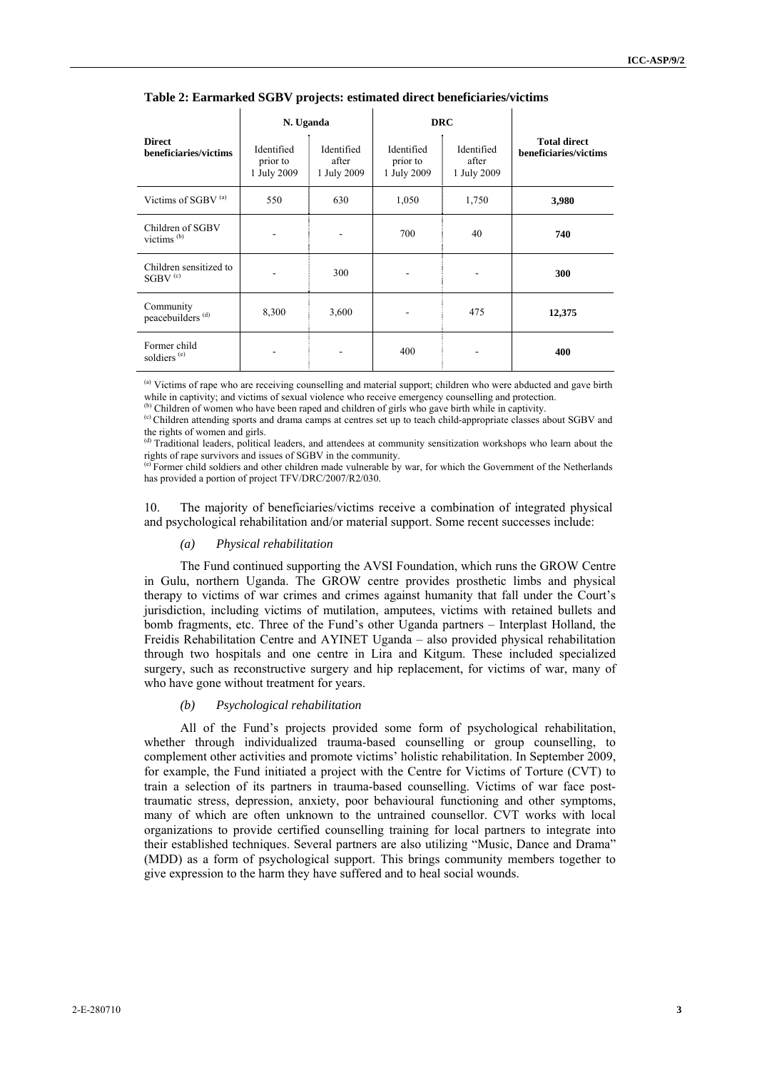**Table 2: Earmarked SGBV projects: estimated direct beneficiaries/victims**

| Direct beneficiaries/victims | N. Uganda | | DRC | | Total direct beneficiaries/victims |
|---|---|---|---|---|---|
| | Identified prior to 1 July 2009 | Identified after 1 July 2009 | Identified prior to 1 July 2009 | Identified after 1 July 2009 | |
| Victims of SGBV [(a)] | 550 | 630 | 1,050 | 1,750 | **3,980** |
| Children of SGBV victims [(b)] | - | - | 700 | 40 | **740** |
| Children sensitized to SGBV [(c)] | - | 300 | - | - | **300** |
| Community peacebuilders [(d)] | 8,300 | 3,600 | - | 475 | **12,375** |
| Former child soldiers [(e)] | - | - | 400 | - | **400** |

[(a)] Victims of rape who are receiving counselling and material support; children who were abducted and gave birth while in captivity; and victims of sexual violence who receive emergency counselling and protection.
[(b)] Children of women who have been raped and children of girls who gave birth while in captivity.
[(c)] Children attending sports and drama camps at centres set up to teach child-appropriate classes about SGBV and the rights of women and girls.
[(d)] Traditional leaders, political leaders, and attendees at community sensitization workshops who learn about the rights of rape survivors and issues of SGBV in the community.
[(e)] Former child soldiers and other children made vulnerable by war, for which the Government of the Netherlands has provided a portion of project TFV/DRC/2007/R2/030.

10. The majority of beneficiaries/victims receive a combination of integrated physical and psychological rehabilitation and/or material support. Some recent successes include:

*(a) Physical rehabilitation*

The Fund continued supporting the AVSI Foundation, which runs the GROW Centre in Gulu, northern Uganda. The GROW centre provides prosthetic limbs and physical therapy to victims of war crimes and crimes against humanity that fall under the Court's jurisdiction, including victims of mutilation, amputees, victims with retained bullets and bomb fragments, etc. Three of the Fund's other Uganda partners – Interplast Holland, the Freidis Rehabilitation Centre and AYINET Uganda – also provided physical rehabilitation through two hospitals and one centre in Lira and Kitgum. These included specialized surgery, such as reconstructive surgery and hip replacement, for victims of war, many of who have gone without treatment for years.

*(b) Psychological rehabilitation*

All of the Fund's projects provided some form of psychological rehabilitation, whether through individualized trauma-based counselling or group counselling, to complement other activities and promote victims' holistic rehabilitation. In September 2009, for example, the Fund initiated a project with the Centre for Victims of Torture (CVT) to train a selection of its partners in trauma-based counselling. Victims of war face post-traumatic stress, depression, anxiety, poor behavioural functioning and other symptoms, many of which are often unknown to the untrained counsellor. CVT works with local organizations to provide certified counselling training for local partners to integrate into their established techniques. Several partners are also utilizing "Music, Dance and Drama" (MDD) as a form of psychological support. This brings community members together to give expression to the harm they have suffered and to heal social wounds.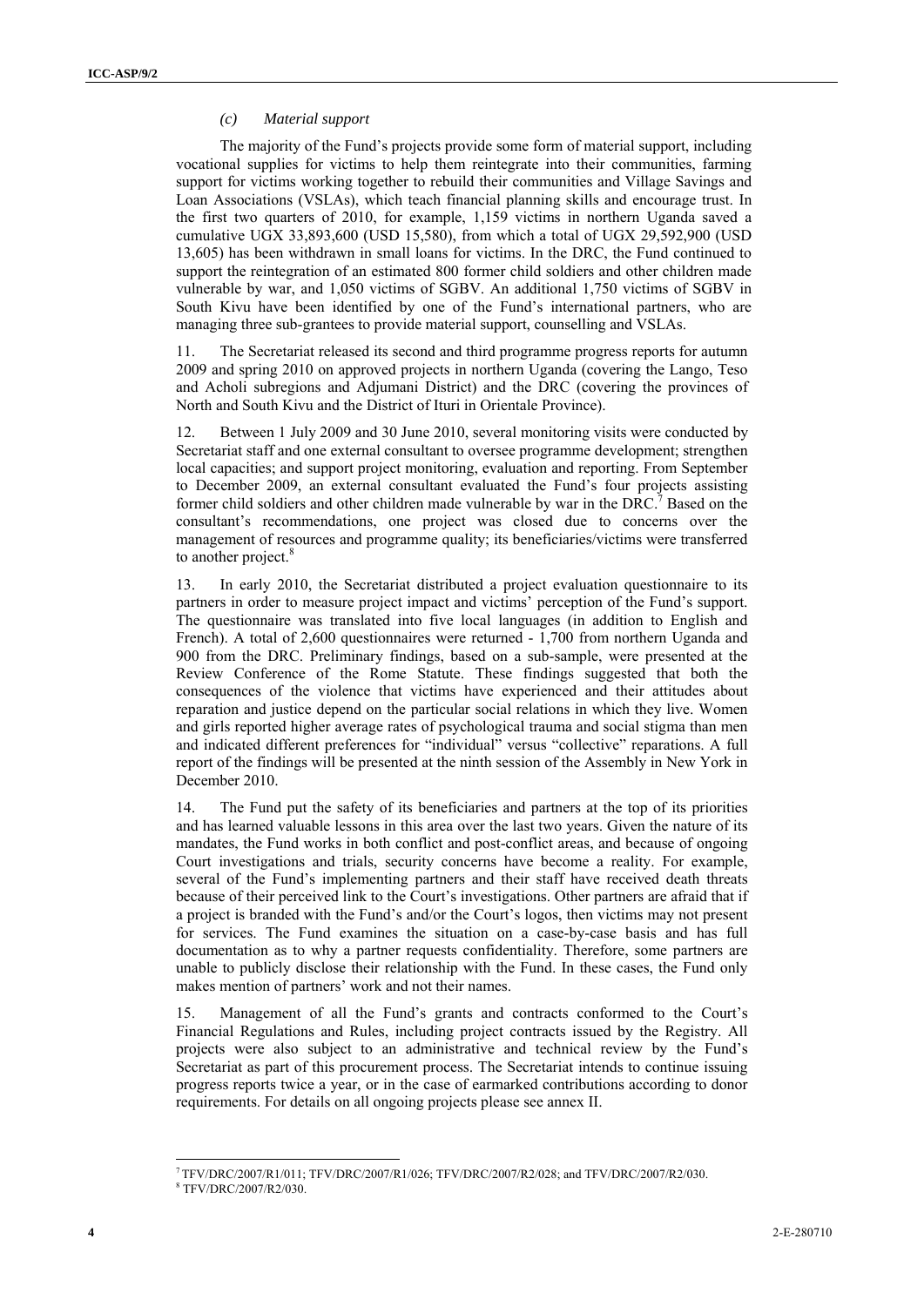*(c) Material support*

The majority of the Fund's projects provide some form of material support, including vocational supplies for victims to help them reintegrate into their communities, farming support for victims working together to rebuild their communities and Village Savings and Loan Associations (VSLAs), which teach financial planning skills and encourage trust. In the first two quarters of 2010, for example, 1,159 victims in northern Uganda saved a cumulative UGX 33,893,600 (USD 15,580), from which a total of UGX 29,592,900 (USD 13,605) has been withdrawn in small loans for victims. In the DRC, the Fund continued to support the reintegration of an estimated 800 former child soldiers and other children made vulnerable by war, and 1,050 victims of SGBV. An additional 1,750 victims of SGBV in South Kivu have been identified by one of the Fund's international partners, who are managing three sub-grantees to provide material support, counselling and VSLAs.

11. The Secretariat released its second and third programme progress reports for autumn 2009 and spring 2010 on approved projects in northern Uganda (covering the Lango, Teso and Acholi subregions and Adjumani District) and the DRC (covering the provinces of North and South Kivu and the District of Ituri in Orientale Province).

12. Between 1 July 2009 and 30 June 2010, several monitoring visits were conducted by Secretariat staff and one external consultant to oversee programme development; strengthen local capacities; and support project monitoring, evaluation and reporting. From September to December 2009, an external consultant evaluated the Fund's four projects assisting former child soldiers and other children made vulnerable by war in the DRC.[7] Based on the consultant's recommendations, one project was closed due to concerns over the management of resources and programme quality; its beneficiaries/victims were transferred to another project.[8]

13. In early 2010, the Secretariat distributed a project evaluation questionnaire to its partners in order to measure project impact and victims' perception of the Fund's support. The questionnaire was translated into five local languages (in addition to English and French). A total of 2,600 questionnaires were returned - 1,700 from northern Uganda and 900 from the DRC. Preliminary findings, based on a sub-sample, were presented at the Review Conference of the Rome Statute. These findings suggested that both the consequences of the violence that victims have experienced and their attitudes about reparation and justice depend on the particular social relations in which they live. Women and girls reported higher average rates of psychological trauma and social stigma than men and indicated different preferences for "individual" versus "collective" reparations. A full report of the findings will be presented at the ninth session of the Assembly in New York in December 2010.

14. The Fund put the safety of its beneficiaries and partners at the top of its priorities and has learned valuable lessons in this area over the last two years. Given the nature of its mandates, the Fund works in both conflict and post-conflict areas, and because of ongoing Court investigations and trials, security concerns have become a reality. For example, several of the Fund's implementing partners and their staff have received death threats because of their perceived link to the Court's investigations. Other partners are afraid that if a project is branded with the Fund's and/or the Court's logos, then victims may not present for services. The Fund examines the situation on a case-by-case basis and has full documentation as to why a partner requests confidentiality. Therefore, some partners are unable to publicly disclose their relationship with the Fund. In these cases, the Fund only makes mention of partners' work and not their names.

15. Management of all the Fund's grants and contracts conformed to the Court's Financial Regulations and Rules, including project contracts issued by the Registry. All projects were also subject to an administrative and technical review by the Fund's Secretariat as part of this procurement process. The Secretariat intends to continue issuing progress reports twice a year, or in the case of earmarked contributions according to donor requirements. For details on all ongoing projects please see annex II.

---

[7] TFV/DRC/2007/R1/011; TFV/DRC/2007/R1/026; TFV/DRC/2007/R2/028; and TFV/DRC/2007/R2/030.

[8] TFV/DRC/2007/R2/030.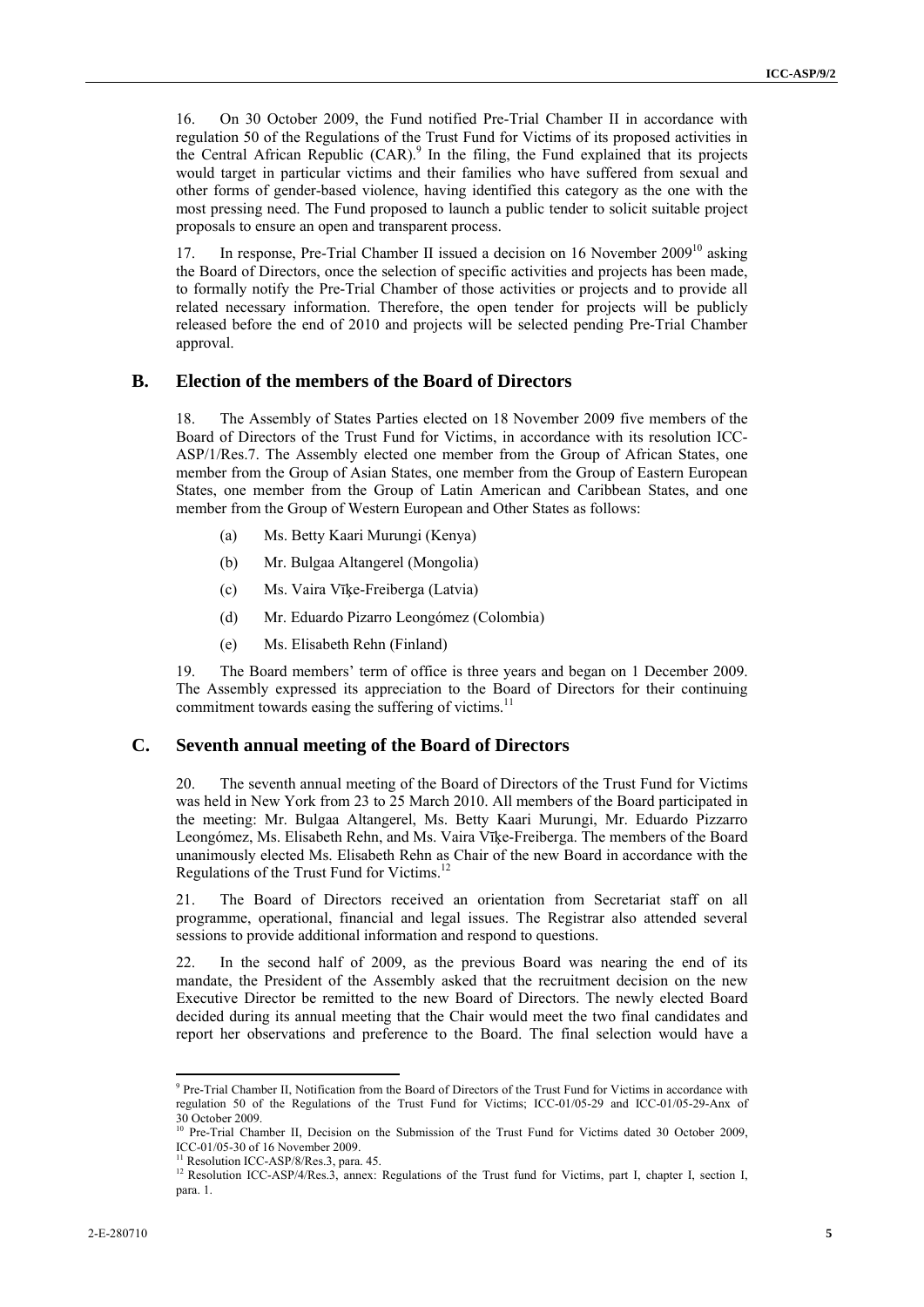16. On 30 October 2009, the Fund notified Pre-Trial Chamber II in accordance with regulation 50 of the Regulations of the Trust Fund for Victims of its proposed activities in the Central African Republic (CAR).[9] In the filing, the Fund explained that its projects would target in particular victims and their families who have suffered from sexual and other forms of gender-based violence, having identified this category as the one with the most pressing need. The Fund proposed to launch a public tender to solicit suitable project proposals to ensure an open and transparent process.

17. In response, Pre-Trial Chamber II issued a decision on 16 November 2009[10] asking the Board of Directors, once the selection of specific activities and projects has been made, to formally notify the Pre-Trial Chamber of those activities or projects and to provide all related necessary information. Therefore, the open tender for projects will be publicly released before the end of 2010 and projects will be selected pending Pre-Trial Chamber approval.

## B. Election of the members of the Board of Directors

18. The Assembly of States Parties elected on 18 November 2009 five members of the Board of Directors of the Trust Fund for Victims, in accordance with its resolution ICC-ASP/1/Res.7. The Assembly elected one member from the Group of African States, one member from the Group of Asian States, one member from the Group of Eastern European States, one member from the Group of Latin American and Caribbean States, and one member from the Group of Western European and Other States as follows:

(a) Ms. Betty Kaari Murungi (Kenya)

(b) Mr. Bulgaa Altangerel (Mongolia)

(c) Ms. Vaira Vīķe-Freiberga (Latvia)

(d) Mr. Eduardo Pizarro Leongómez (Colombia)

(e) Ms. Elisabeth Rehn (Finland)

19. The Board members' term of office is three years and began on 1 December 2009. The Assembly expressed its appreciation to the Board of Directors for their continuing commitment towards easing the suffering of victims.[11]

## C. Seventh annual meeting of the Board of Directors

20. The seventh annual meeting of the Board of Directors of the Trust Fund for Victims was held in New York from 23 to 25 March 2010. All members of the Board participated in the meeting: Mr. Bulgaa Altangerel, Ms. Betty Kaari Murungi, Mr. Eduardo Pizzarro Leongómez, Ms. Elisabeth Rehn, and Ms. Vaira Vīķe-Freiberga. The members of the Board unanimously elected Ms. Elisabeth Rehn as Chair of the new Board in accordance with the Regulations of the Trust Fund for Victims.[12]

21. The Board of Directors received an orientation from Secretariat staff on all programme, operational, financial and legal issues. The Registrar also attended several sessions to provide additional information and respond to questions.

22. In the second half of 2009, as the previous Board was nearing the end of its mandate, the President of the Assembly asked that the recruitment decision on the new Executive Director be remitted to the new Board of Directors. The newly elected Board decided during its annual meeting that the Chair would meet the two final candidates and report her observations and preference to the Board. The final selection would have a

---

[9] Pre-Trial Chamber II, Notification from the Board of Directors of the Trust Fund for Victims in accordance with regulation 50 of the Regulations of the Trust Fund for Victims; ICC-01/05-29 and ICC-01/05-29-Anx of 30 October 2009.

[10] Pre-Trial Chamber II, Decision on the Submission of the Trust Fund for Victims dated 30 October 2009, ICC-01/05-30 of 16 November 2009.

[11] Resolution ICC-ASP/8/Res.3, para. 45.

[12] Resolution ICC-ASP/4/Res.3, annex: Regulations of the Trust fund for Victims, part I, chapter I, section I, para. 1.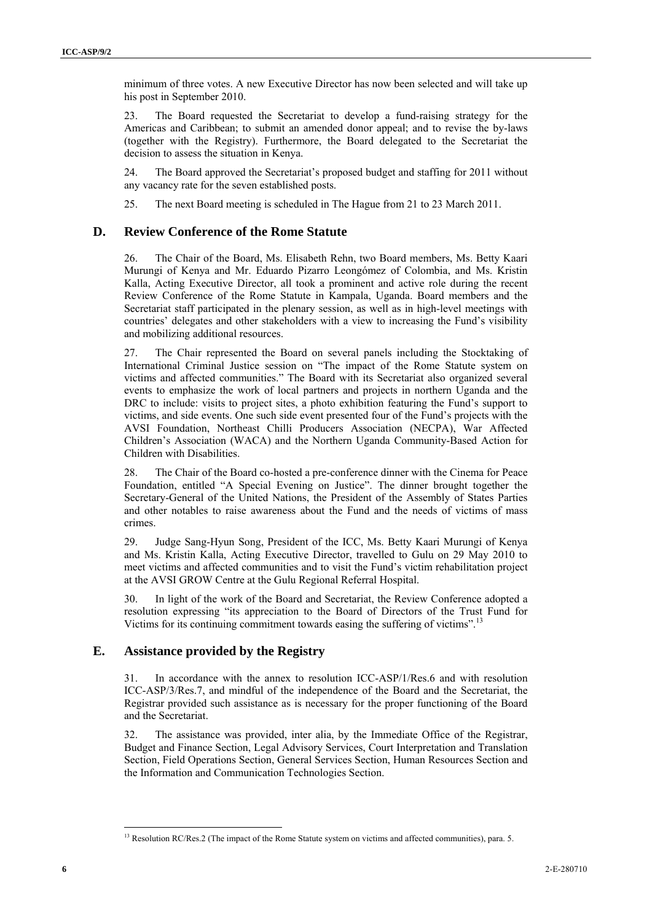minimum of three votes. A new Executive Director has now been selected and will take up his post in September 2010.

23. The Board requested the Secretariat to develop a fund-raising strategy for the Americas and Caribbean; to submit an amended donor appeal; and to revise the by-laws (together with the Registry). Furthermore, the Board delegated to the Secretariat the decision to assess the situation in Kenya.

24. The Board approved the Secretariat's proposed budget and staffing for 2011 without any vacancy rate for the seven established posts.

25. The next Board meeting is scheduled in The Hague from 21 to 23 March 2011.

## D. Review Conference of the Rome Statute

26. The Chair of the Board, Ms. Elisabeth Rehn, two Board members, Ms. Betty Kaari Murungi of Kenya and Mr. Eduardo Pizarro Leongómez of Colombia, and Ms. Kristin Kalla, Acting Executive Director, all took a prominent and active role during the recent Review Conference of the Rome Statute in Kampala, Uganda. Board members and the Secretariat staff participated in the plenary session, as well as in high-level meetings with countries' delegates and other stakeholders with a view to increasing the Fund's visibility and mobilizing additional resources.

27. The Chair represented the Board on several panels including the Stocktaking of International Criminal Justice session on "The impact of the Rome Statute system on victims and affected communities." The Board with its Secretariat also organized several events to emphasize the work of local partners and projects in northern Uganda and the DRC to include: visits to project sites, a photo exhibition featuring the Fund's support to victims, and side events. One such side event presented four of the Fund's projects with the AVSI Foundation, Northeast Chilli Producers Association (NECPA), War Affected Children's Association (WACA) and the Northern Uganda Community-Based Action for Children with Disabilities.

28. The Chair of the Board co-hosted a pre-conference dinner with the Cinema for Peace Foundation, entitled "A Special Evening on Justice". The dinner brought together the Secretary-General of the United Nations, the President of the Assembly of States Parties and other notables to raise awareness about the Fund and the needs of victims of mass crimes.

29. Judge Sang-Hyun Song, President of the ICC, Ms. Betty Kaari Murungi of Kenya and Ms. Kristin Kalla, Acting Executive Director, travelled to Gulu on 29 May 2010 to meet victims and affected communities and to visit the Fund's victim rehabilitation project at the AVSI GROW Centre at the Gulu Regional Referral Hospital.

30. In light of the work of the Board and Secretariat, the Review Conference adopted a resolution expressing "its appreciation to the Board of Directors of the Trust Fund for Victims for its continuing commitment towards easing the suffering of victims".[13]

## E. Assistance provided by the Registry

31. In accordance with the annex to resolution ICC-ASP/1/Res.6 and with resolution ICC-ASP/3/Res.7, and mindful of the independence of the Board and the Secretariat, the Registrar provided such assistance as is necessary for the proper functioning of the Board and the Secretariat.

32. The assistance was provided, inter alia, by the Immediate Office of the Registrar, Budget and Finance Section, Legal Advisory Services, Court Interpretation and Translation Section, Field Operations Section, General Services Section, Human Resources Section and the Information and Communication Technologies Section.

---

[13] Resolution RC/Res.2 (The impact of the Rome Statute system on victims and affected communities), para. 5.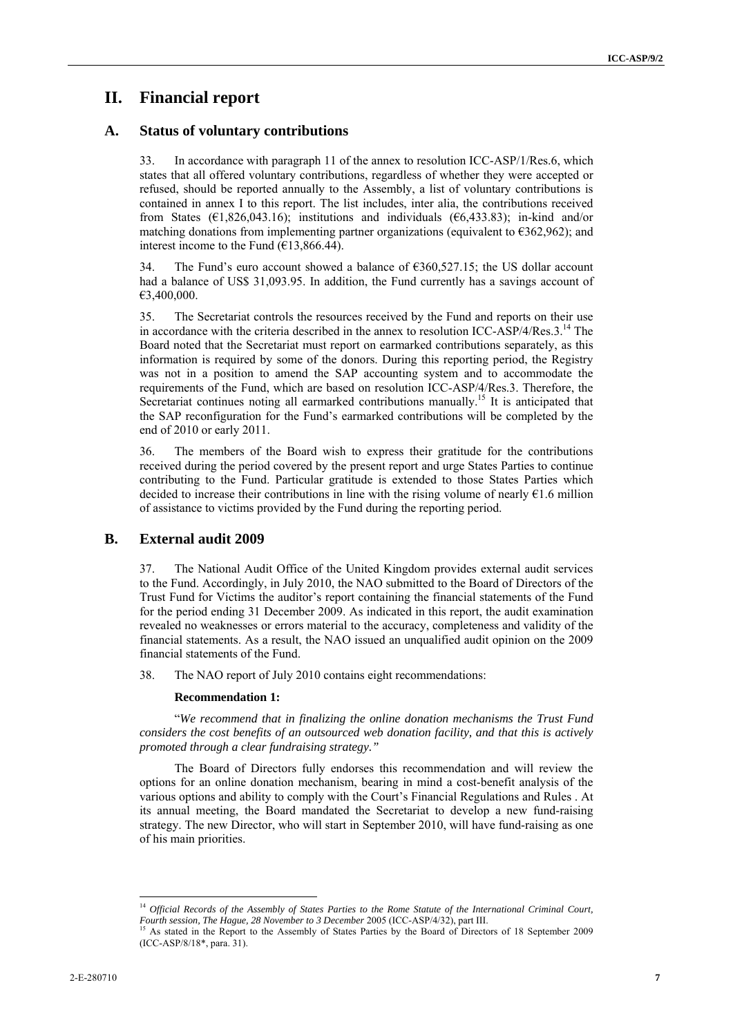# II. Financial report

## A. Status of voluntary contributions

33. In accordance with paragraph 11 of the annex to resolution ICC-ASP/1/Res.6, which states that all offered voluntary contributions, regardless of whether they were accepted or refused, should be reported annually to the Assembly, a list of voluntary contributions is contained in annex I to this report. The list includes, inter alia, the contributions received from States (€1,826,043.16); institutions and individuals (€6,433.83); in-kind and/or matching donations from implementing partner organizations (equivalent to €362,962); and interest income to the Fund (€13,866.44).

34. The Fund's euro account showed a balance of €360,527.15; the US dollar account had a balance of US$ 31,093.95. In addition, the Fund currently has a savings account of €3,400,000.

35. The Secretariat controls the resources received by the Fund and reports on their use in accordance with the criteria described in the annex to resolution ICC-ASP/4/Res.3.[14] The Board noted that the Secretariat must report on earmarked contributions separately, as this information is required by some of the donors. During this reporting period, the Registry was not in a position to amend the SAP accounting system and to accommodate the requirements of the Fund, which are based on resolution ICC-ASP/4/Res.3. Therefore, the Secretariat continues noting all earmarked contributions manually.[15] It is anticipated that the SAP reconfiguration for the Fund's earmarked contributions will be completed by the end of 2010 or early 2011.

36. The members of the Board wish to express their gratitude for the contributions received during the period covered by the present report and urge States Parties to continue contributing to the Fund. Particular gratitude is extended to those States Parties which decided to increase their contributions in line with the rising volume of nearly €1.6 million of assistance to victims provided by the Fund during the reporting period.

## B. External audit 2009

37. The National Audit Office of the United Kingdom provides external audit services to the Fund. Accordingly, in July 2010, the NAO submitted to the Board of Directors of the Trust Fund for Victims the auditor's report containing the financial statements of the Fund for the period ending 31 December 2009. As indicated in this report, the audit examination revealed no weaknesses or errors material to the accuracy, completeness and validity of the financial statements. As a result, the NAO issued an unqualified audit opinion on the 2009 financial statements of the Fund.

38. The NAO report of July 2010 contains eight recommendations:

**Recommendation 1:**

"*We recommend that in finalizing the online donation mechanisms the Trust Fund considers the cost benefits of an outsourced web donation facility, and that this is actively promoted through a clear fundraising strategy.*"

The Board of Directors fully endorses this recommendation and will review the options for an online donation mechanism, bearing in mind a cost-benefit analysis of the various options and ability to comply with the Court's Financial Regulations and Rules . At its annual meeting, the Board mandated the Secretariat to develop a new fund-raising strategy. The new Director, who will start in September 2010, will have fund-raising as one of his main priorities.

---

[14] *Official Records of the Assembly of States Parties to the Rome Statute of the International Criminal Court, Fourth session, The Hague, 28 November to 3 December* 2005 (ICC-ASP/4/32), part III.

[15] As stated in the Report to the Assembly of States Parties by the Board of Directors of 18 September 2009 (ICC-ASP/8/18*, para. 31).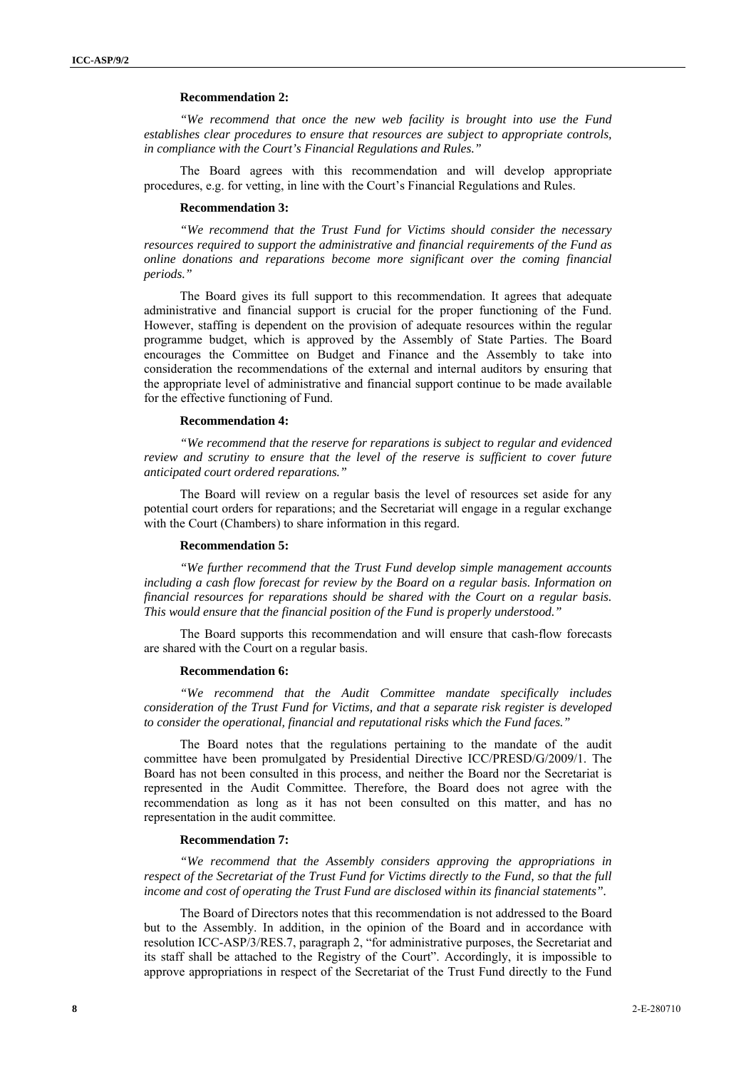**Recommendation 2:**

*"We recommend that once the new web facility is brought into use the Fund establishes clear procedures to ensure that resources are subject to appropriate controls, in compliance with the Court's Financial Regulations and Rules."*

The Board agrees with this recommendation and will develop appropriate procedures, e.g. for vetting, in line with the Court's Financial Regulations and Rules.

**Recommendation 3:**

*"We recommend that the Trust Fund for Victims should consider the necessary resources required to support the administrative and financial requirements of the Fund as online donations and reparations become more significant over the coming financial periods."*

The Board gives its full support to this recommendation. It agrees that adequate administrative and financial support is crucial for the proper functioning of the Fund. However, staffing is dependent on the provision of adequate resources within the regular programme budget, which is approved by the Assembly of State Parties. The Board encourages the Committee on Budget and Finance and the Assembly to take into consideration the recommendations of the external and internal auditors by ensuring that the appropriate level of administrative and financial support continue to be made available for the effective functioning of Fund.

**Recommendation 4:**

*"We recommend that the reserve for reparations is subject to regular and evidenced review and scrutiny to ensure that the level of the reserve is sufficient to cover future anticipated court ordered reparations."*

The Board will review on a regular basis the level of resources set aside for any potential court orders for reparations; and the Secretariat will engage in a regular exchange with the Court (Chambers) to share information in this regard.

**Recommendation 5:**

*"We further recommend that the Trust Fund develop simple management accounts including a cash flow forecast for review by the Board on a regular basis. Information on financial resources for reparations should be shared with the Court on a regular basis. This would ensure that the financial position of the Fund is properly understood."*

The Board supports this recommendation and will ensure that cash-flow forecasts are shared with the Court on a regular basis.

**Recommendation 6:**

*"We recommend that the Audit Committee mandate specifically includes consideration of the Trust Fund for Victims, and that a separate risk register is developed to consider the operational, financial and reputational risks which the Fund faces."*

The Board notes that the regulations pertaining to the mandate of the audit committee have been promulgated by Presidential Directive ICC/PRESD/G/2009/1. The Board has not been consulted in this process, and neither the Board nor the Secretariat is represented in the Audit Committee. Therefore, the Board does not agree with the recommendation as long as it has not been consulted on this matter, and has no representation in the audit committee.

**Recommendation 7:**

*"We recommend that the Assembly considers approving the appropriations in respect of the Secretariat of the Trust Fund for Victims directly to the Fund, so that the full income and cost of operating the Trust Fund are disclosed within its financial statements".*

The Board of Directors notes that this recommendation is not addressed to the Board but to the Assembly. In addition, in the opinion of the Board and in accordance with resolution ICC-ASP/3/RES.7, paragraph 2, "for administrative purposes, the Secretariat and its staff shall be attached to the Registry of the Court". Accordingly, it is impossible to approve appropriations in respect of the Secretariat of the Trust Fund directly to the Fund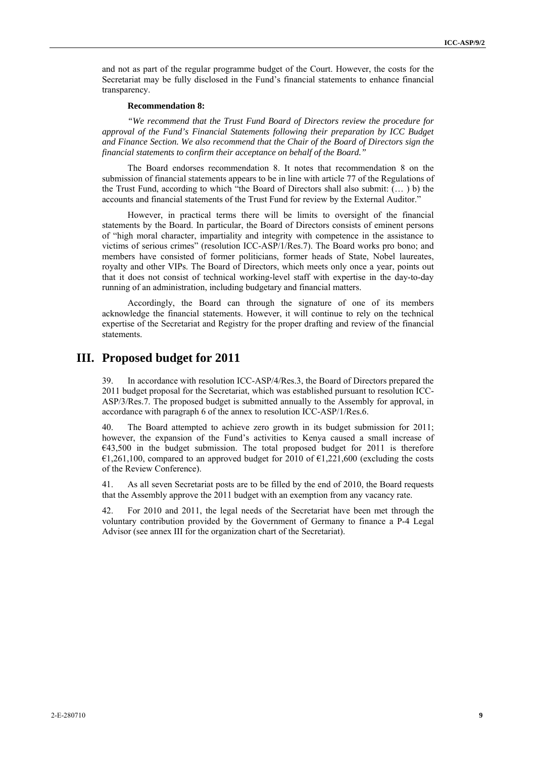and not as part of the regular programme budget of the Court. However, the costs for the Secretariat may be fully disclosed in the Fund's financial statements to enhance financial transparency.

**Recommendation 8:**

*"We recommend that the Trust Fund Board of Directors review the procedure for approval of the Fund's Financial Statements following their preparation by ICC Budget and Finance Section. We also recommend that the Chair of the Board of Directors sign the financial statements to confirm their acceptance on behalf of the Board."*

The Board endorses recommendation 8. It notes that recommendation 8 on the submission of financial statements appears to be in line with article 77 of the Regulations of the Trust Fund, according to which "the Board of Directors shall also submit: (… ) b) the accounts and financial statements of the Trust Fund for review by the External Auditor."

However, in practical terms there will be limits to oversight of the financial statements by the Board. In particular, the Board of Directors consists of eminent persons of "high moral character, impartiality and integrity with competence in the assistance to victims of serious crimes" (resolution ICC-ASP/1/Res.7). The Board works pro bono; and members have consisted of former politicians, former heads of State, Nobel laureates, royalty and other VIPs. The Board of Directors, which meets only once a year, points out that it does not consist of technical working-level staff with expertise in the day-to-day running of an administration, including budgetary and financial matters.

Accordingly, the Board can through the signature of one of its members acknowledge the financial statements. However, it will continue to rely on the technical expertise of the Secretariat and Registry for the proper drafting and review of the financial statements.

# III. Proposed budget for 2011

39. In accordance with resolution ICC-ASP/4/Res.3, the Board of Directors prepared the 2011 budget proposal for the Secretariat, which was established pursuant to resolution ICC-ASP/3/Res.7. The proposed budget is submitted annually to the Assembly for approval, in accordance with paragraph 6 of the annex to resolution ICC-ASP/1/Res.6.

40. The Board attempted to achieve zero growth in its budget submission for 2011; however, the expansion of the Fund's activities to Kenya caused a small increase of €43,500 in the budget submission. The total proposed budget for 2011 is therefore €1,261,100, compared to an approved budget for 2010 of €1,221,600 (excluding the costs of the Review Conference).

41. As all seven Secretariat posts are to be filled by the end of 2010, the Board requests that the Assembly approve the 2011 budget with an exemption from any vacancy rate.

42. For 2010 and 2011, the legal needs of the Secretariat have been met through the voluntary contribution provided by the Government of Germany to finance a P-4 Legal Advisor (see annex III for the organization chart of the Secretariat).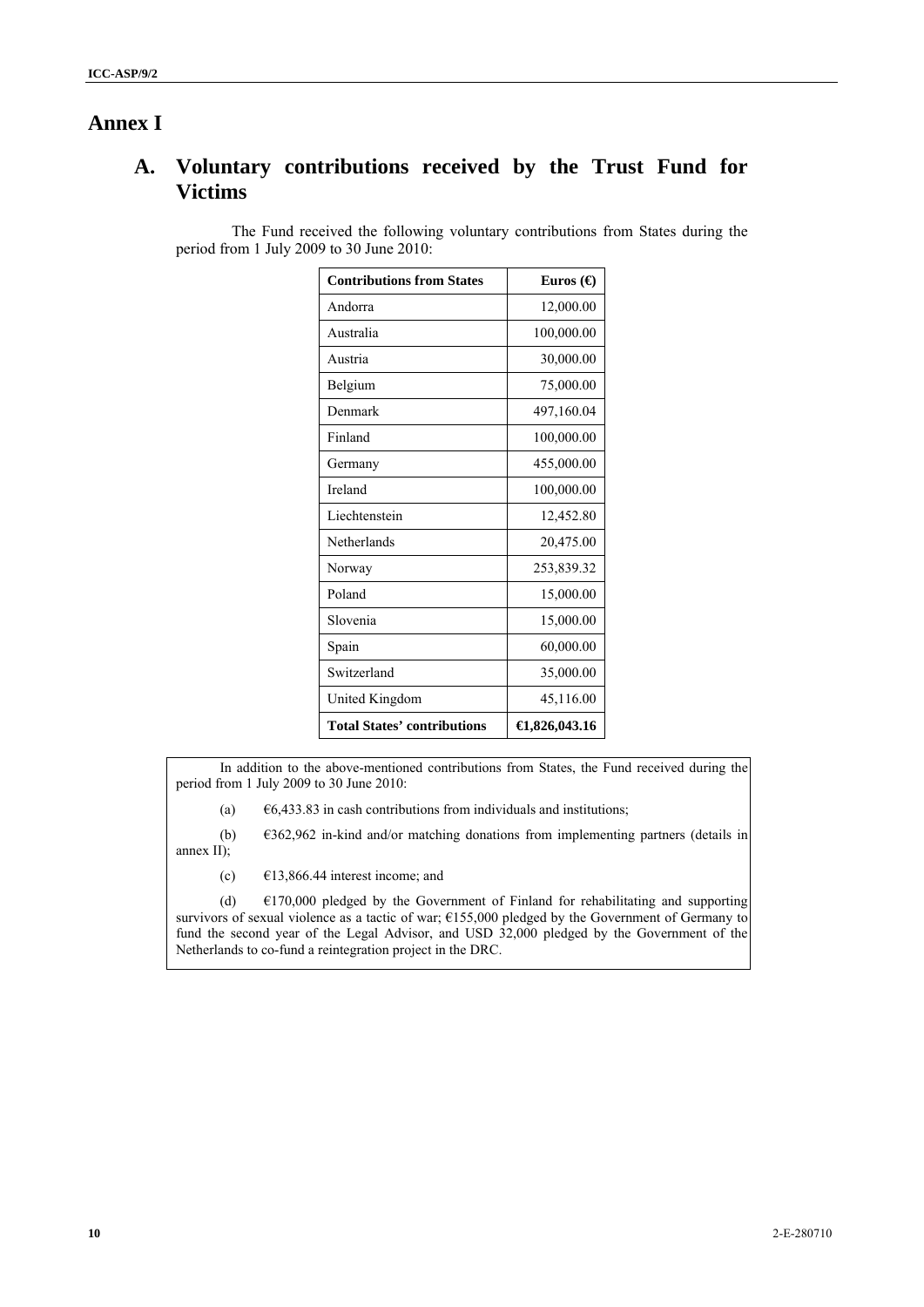# Annex I

## A. Voluntary contributions received by the Trust Fund for Victims

The Fund received the following voluntary contributions from States during the period from 1 July 2009 to 30 June 2010:

| Contributions from States | Euros (€) |
|---|---:|
| Andorra | 12,000.00 |
| Australia | 100,000.00 |
| Austria | 30,000.00 |
| Belgium | 75,000.00 |
| Denmark | 497,160.04 |
| Finland | 100,000.00 |
| Germany | 455,000.00 |
| Ireland | 100,000.00 |
| Liechtenstein | 12,452.80 |
| Netherlands | 20,475.00 |
| Norway | 253,839.32 |
| Poland | 15,000.00 |
| Slovenia | 15,000.00 |
| Spain | 60,000.00 |
| Switzerland | 35,000.00 |
| United Kingdom | 45,116.00 |
| **Total States' contributions** | **€1,826,043.16** |

In addition to the above-mentioned contributions from States, the Fund received during the period from 1 July 2009 to 30 June 2010:

(a) €6,433.83 in cash contributions from individuals and institutions;

(b) €362,962 in-kind and/or matching donations from implementing partners (details in annex II);

(c) €13,866.44 interest income; and

(d) €170,000 pledged by the Government of Finland for rehabilitating and supporting survivors of sexual violence as a tactic of war; €155,000 pledged by the Government of Germany to fund the second year of the Legal Advisor, and USD 32,000 pledged by the Government of the Netherlands to co-fund a reintegration project in the DRC.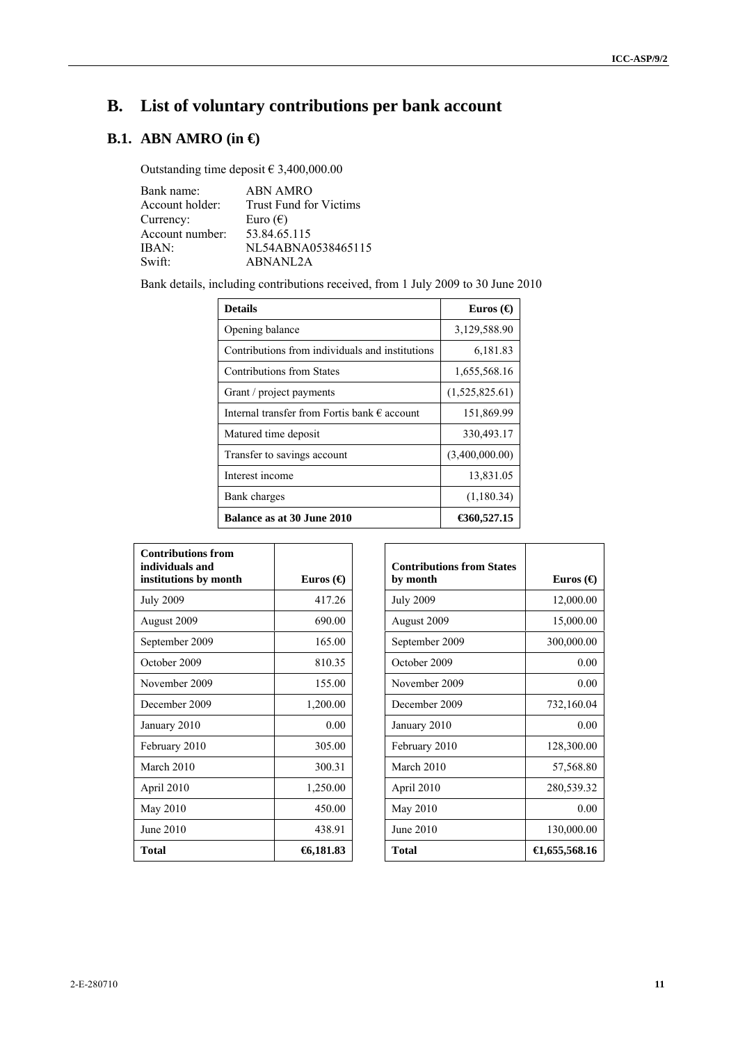# B. List of voluntary contributions per bank account

## B.1. ABN AMRO (in €)

Outstanding time deposit € 3,400,000.00

| | |
|---|---|
| Bank name: | ABN AMRO |
| Account holder: | Trust Fund for Victims |
| Currency: | Euro (€) |
| Account number: | 53.84.65.115 |
| IBAN: | NL54ABNA0538465115 |
| Swift: | ABNANL2A |

Bank details, including contributions received, from 1 July 2009 to 30 June 2010

| Details | Euros (€) |
|---|---|
| Opening balance | 3,129,588.90 |
| Contributions from individuals and institutions | 6,181.83 |
| Contributions from States | 1,655,568.16 |
| Grant / project payments | (1,525,825.61) |
| Internal transfer from Fortis bank € account | 151,869.99 |
| Matured time deposit | 330,493.17 |
| Transfer to savings account | (3,400,000.00) |
| Interest income | 13,831.05 |
| Bank charges | (1,180.34) |
| **Balance as at 30 June 2010** | **€360,527.15** |

| Contributions from individuals and institutions by month | Euros (€) |
|---|---|
| July 2009 | 417.26 |
| August 2009 | 690.00 |
| September 2009 | 165.00 |
| October 2009 | 810.35 |
| November 2009 | 155.00 |
| December 2009 | 1,200.00 |
| January 2010 | 0.00 |
| February 2010 | 305.00 |
| March 2010 | 300.31 |
| April 2010 | 1,250.00 |
| May 2010 | 450.00 |
| June 2010 | 438.91 |
| **Total** | **€6,181.83** |

| Contributions from States by month | Euros (€) |
|---|---|
| July 2009 | 12,000.00 |
| August 2009 | 15,000.00 |
| September 2009 | 300,000.00 |
| October 2009 | 0.00 |
| November 2009 | 0.00 |
| December 2009 | 732,160.04 |
| January 2010 | 0.00 |
| February 2010 | 128,300.00 |
| March 2010 | 57,568.80 |
| April 2010 | 280,539.32 |
| May 2010 | 0.00 |
| June 2010 | 130,000.00 |
| **Total** | **€1,655,568.16** |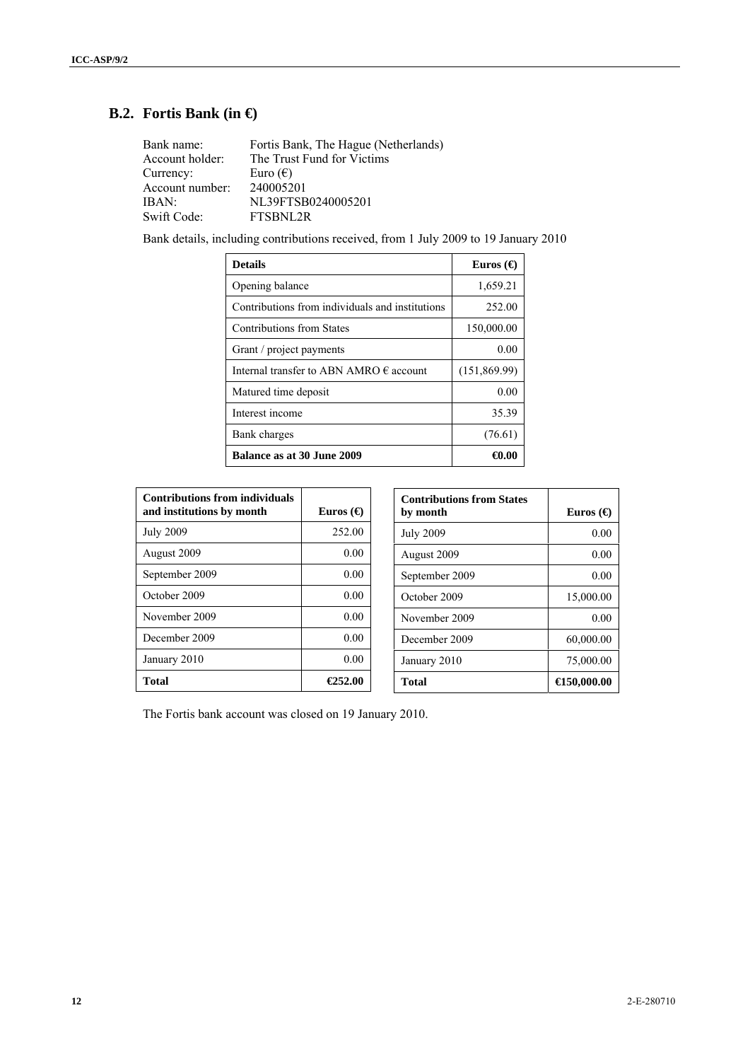## B.2. Fortis Bank (in €)

Bank name: Fortis Bank, The Hague (Netherlands)
Account holder: The Trust Fund for Victims
Currency: Euro (€)
Account number: 240005201
IBAN: NL39FTSB0240005201
Swift Code: FTSBNL2R

Bank details, including contributions received, from 1 July 2009 to 19 January 2010

| **Details** | **Euros (€)** |
|---|---|
| Opening balance | 1,659.21 |
| Contributions from individuals and institutions | 252.00 |
| Contributions from States | 150,000.00 |
| Grant / project payments | 0.00 |
| Internal transfer to ABN AMRO € account | (151,869.99) |
| Matured time deposit | 0.00 |
| Interest income | 35.39 |
| Bank charges | (76.61) |
| **Balance as at 30 June 2009** | **€0.00** |

| **Contributions from individuals and institutions by month** | **Euros (€)** |
|---|---|
| July 2009 | 252.00 |
| August 2009 | 0.00 |
| September 2009 | 0.00 |
| October 2009 | 0.00 |
| November 2009 | 0.00 |
| December 2009 | 0.00 |
| January 2010 | 0.00 |
| **Total** | **€252.00** |

| **Contributions from States by month** | **Euros (€)** |
|---|---|
| July 2009 | 0.00 |
| August 2009 | 0.00 |
| September 2009 | 0.00 |
| October 2009 | 15,000.00 |
| November 2009 | 0.00 |
| December 2009 | 60,000.00 |
| January 2010 | 75,000.00 |
| **Total** | **€150,000.00** |

The Fortis bank account was closed on 19 January 2010.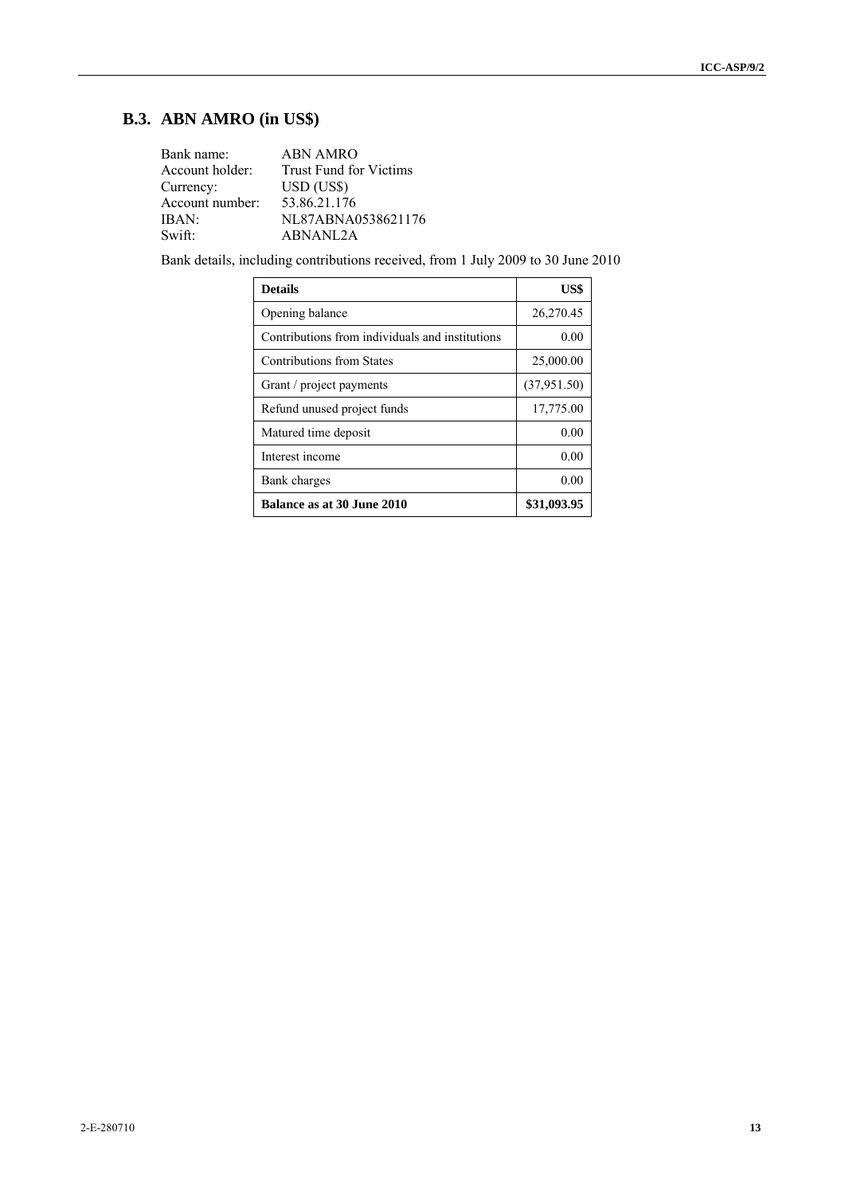## B.3. ABN AMRO (in US$)

Bank name: ABN AMRO
Account holder: Trust Fund for Victims
Currency: USD (US$)
Account number: 53.86.21.176
IBAN: NL87ABNA0538621176
Swift: ABNANL2A

Bank details, including contributions received, from 1 July 2009 to 30 June 2010

| Details | US$ |
|---|---|
| Opening balance | 26,270.45 |
| Contributions from individuals and institutions | 0.00 |
| Contributions from States | 25,000.00 |
| Grant / project payments | (37,951.50) |
| Refund unused project funds | 17,775.00 |
| Matured time deposit | 0.00 |
| Interest income | 0.00 |
| Bank charges | 0.00 |
| **Balance as at 30 June 2010** | **$31,093.95** |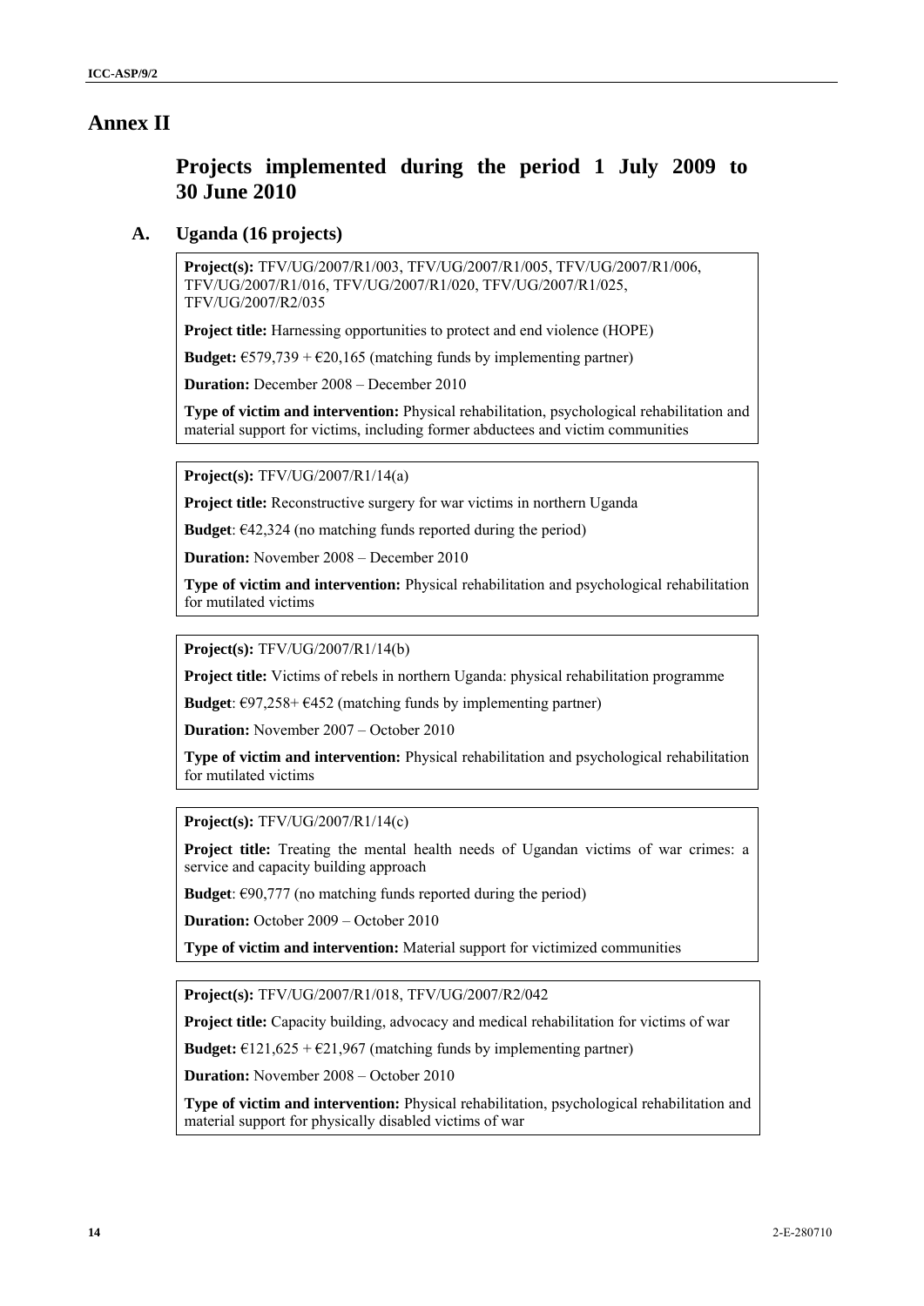# Annex II

## Projects implemented during the period 1 July 2009 to 30 June 2010

### A. Uganda (16 projects)

**Project(s):** TFV/UG/2007/R1/003, TFV/UG/2007/R1/005, TFV/UG/2007/R1/006, TFV/UG/2007/R1/016, TFV/UG/2007/R1/020, TFV/UG/2007/R1/025, TFV/UG/2007/R2/035

**Project title:** Harnessing opportunities to protect and end violence (HOPE)

**Budget:** €579,739 + €20,165 (matching funds by implementing partner)

**Duration:** December 2008 – December 2010

**Type of victim and intervention:** Physical rehabilitation, psychological rehabilitation and material support for victims, including former abductees and victim communities

---

**Project(s):** TFV/UG/2007/R1/14(a)

**Project title:** Reconstructive surgery for war victims in northern Uganda

**Budget**: €42,324 (no matching funds reported during the period)

**Duration:** November 2008 – December 2010

**Type of victim and intervention:** Physical rehabilitation and psychological rehabilitation for mutilated victims

---

**Project(s):** TFV/UG/2007/R1/14(b)

**Project title:** Victims of rebels in northern Uganda: physical rehabilitation programme

**Budget**: €97,258+ €452 (matching funds by implementing partner)

**Duration:** November 2007 – October 2010

**Type of victim and intervention:** Physical rehabilitation and psychological rehabilitation for mutilated victims

---

**Project(s):** TFV/UG/2007/R1/14(c)

**Project title:** Treating the mental health needs of Ugandan victims of war crimes: a service and capacity building approach

**Budget**: €90,777 (no matching funds reported during the period)

**Duration:** October 2009 – October 2010

**Type of victim and intervention:** Material support for victimized communities

---

**Project(s):** TFV/UG/2007/R1/018, TFV/UG/2007/R2/042

**Project title:** Capacity building, advocacy and medical rehabilitation for victims of war

**Budget:** €121,625 + €21,967 (matching funds by implementing partner)

**Duration:** November 2008 – October 2010

**Type of victim and intervention:** Physical rehabilitation, psychological rehabilitation and material support for physically disabled victims of war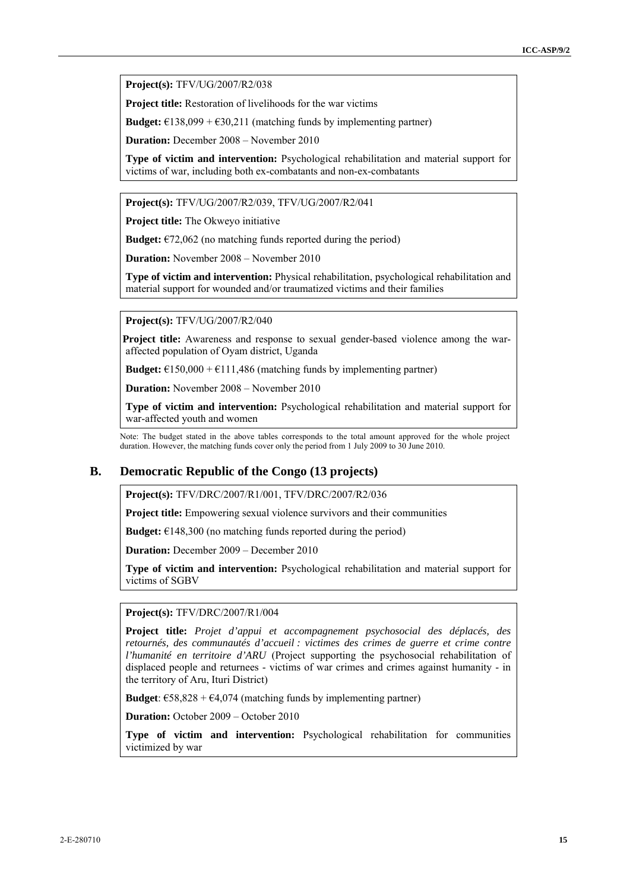**Project(s):** TFV/UG/2007/R2/038

**Project title:** Restoration of livelihoods for the war victims

**Budget:** €138,099 + €30,211 (matching funds by implementing partner)

**Duration:** December 2008 – November 2010

**Type of victim and intervention:** Psychological rehabilitation and material support for victims of war, including both ex-combatants and non-ex-combatants

---

**Project(s):** TFV/UG/2007/R2/039, TFV/UG/2007/R2/041

**Project title:** The Okweyo initiative

**Budget:** €72,062 (no matching funds reported during the period)

**Duration:** November 2008 – November 2010

**Type of victim and intervention:** Physical rehabilitation, psychological rehabilitation and material support for wounded and/or traumatized victims and their families

---

**Project(s):** TFV/UG/2007/R2/040

**Project title:** Awareness and response to sexual gender-based violence among the war-affected population of Oyam district, Uganda

**Budget:** €150,000 + €111,486 (matching funds by implementing partner)

**Duration:** November 2008 – November 2010

**Type of victim and intervention:** Psychological rehabilitation and material support for war-affected youth and women

---

Note: The budget stated in the above tables corresponds to the total amount approved for the whole project duration. However, the matching funds cover only the period from 1 July 2009 to 30 June 2010.

## B. Democratic Republic of the Congo (13 projects)

**Project(s):** TFV/DRC/2007/R1/001, TFV/DRC/2007/R2/036

**Project title:** Empowering sexual violence survivors and their communities

**Budget:** €148,300 (no matching funds reported during the period)

**Duration:** December 2009 – December 2010

**Type of victim and intervention:** Psychological rehabilitation and material support for victims of SGBV

---

**Project(s):** TFV/DRC/2007/R1/004

**Project title:** *Projet d'appui et accompagnement psychosocial des déplacés, des retournés, des communautés d'accueil : victimes des crimes de guerre et crime contre l'humanité en territoire d'ARU* (Project supporting the psychosocial rehabilitation of displaced people and returnees - victims of war crimes and crimes against humanity - in the territory of Aru, Ituri District)

**Budget**: €58,828 + €4,074 (matching funds by implementing partner)

**Duration:** October 2009 – October 2010

**Type of victim and intervention:** Psychological rehabilitation for communities victimized by war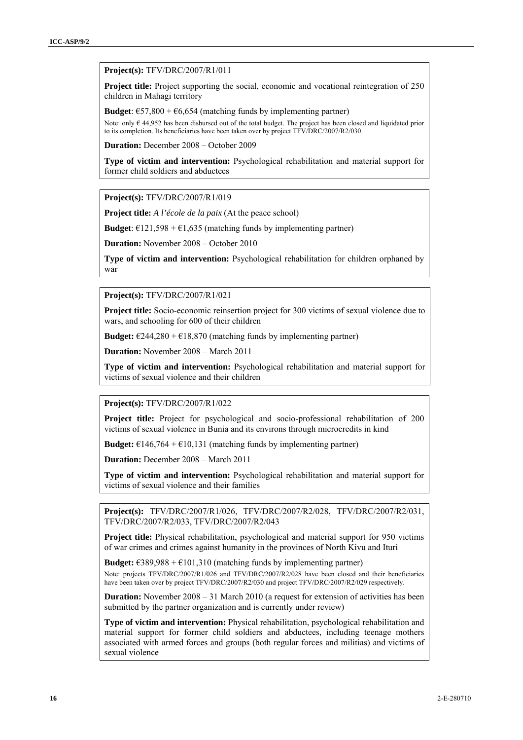**Project(s):** TFV/DRC/2007/R1/011

**Project title:** Project supporting the social, economic and vocational reintegration of 250 children in Mahagi territory

**Budget**: €57,800 + €6,654 (matching funds by implementing partner)

Note: only € 44,952 has been disbursed out of the total budget. The project has been closed and liquidated prior to its completion. Its beneficiaries have been taken over by project TFV/DRC/2007/R2/030.

**Duration:** December 2008 – October 2009

**Type of victim and intervention:** Psychological rehabilitation and material support for former child soldiers and abductees

---

**Project(s):** TFV/DRC/2007/R1/019

**Project title:** *A l'école de la paix* (At the peace school)

**Budget**: €121,598 + €1,635 (matching funds by implementing partner)

**Duration:** November 2008 – October 2010

**Type of victim and intervention:** Psychological rehabilitation for children orphaned by war

---

**Project(s):** TFV/DRC/2007/R1/021

**Project title:** Socio-economic reinsertion project for 300 victims of sexual violence due to wars, and schooling for 600 of their children

**Budget:** €244,280 + €18,870 (matching funds by implementing partner)

**Duration:** November 2008 – March 2011

**Type of victim and intervention:** Psychological rehabilitation and material support for victims of sexual violence and their children

---

**Project(s):** TFV/DRC/2007/R1/022

**Project title:** Project for psychological and socio-professional rehabilitation of 200 victims of sexual violence in Bunia and its environs through microcredits in kind

**Budget:** €146,764 + €10,131 (matching funds by implementing partner)

**Duration:** December 2008 – March 2011

**Type of victim and intervention:** Psychological rehabilitation and material support for victims of sexual violence and their families

---

**Project(s):** TFV/DRC/2007/R1/026, TFV/DRC/2007/R2/028, TFV/DRC/2007/R2/031, TFV/DRC/2007/R2/033, TFV/DRC/2007/R2/043

**Project title:** Physical rehabilitation, psychological and material support for 950 victims of war crimes and crimes against humanity in the provinces of North Kivu and Ituri

**Budget:** €389,988 + €101,310 (matching funds by implementing partner)

Note: projects TFV/DRC/2007/R1/026 and TFV/DRC/2007/R2/028 have been closed and their beneficiaries have been taken over by project TFV/DRC/2007/R2/030 and project TFV/DRC/2007/R2/029 respectively.

**Duration:** November 2008 – 31 March 2010 (a request for extension of activities has been submitted by the partner organization and is currently under review)

**Type of victim and intervention:** Physical rehabilitation, psychological rehabilitation and material support for former child soldiers and abductees, including teenage mothers associated with armed forces and groups (both regular forces and militias) and victims of sexual violence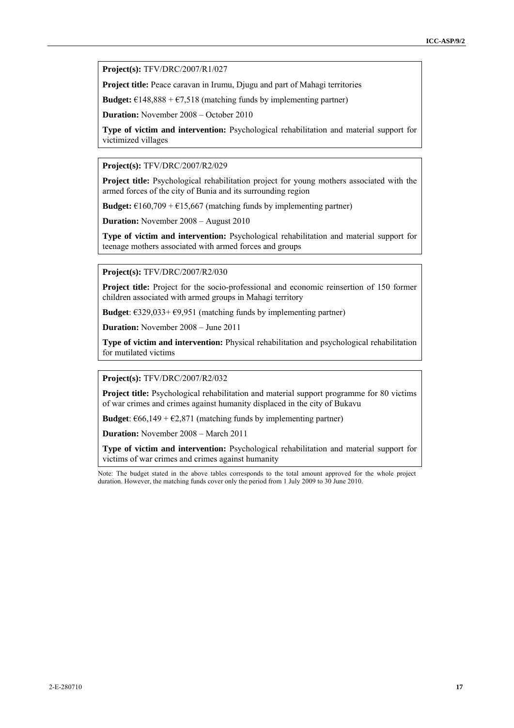**Project(s):** TFV/DRC/2007/R1/027

**Project title:** Peace caravan in Irumu, Djugu and part of Mahagi territories

**Budget:** €148,888 + €7,518 (matching funds by implementing partner)

**Duration:** November 2008 – October 2010

**Type of victim and intervention:** Psychological rehabilitation and material support for victimized villages

**Project(s):** TFV/DRC/2007/R2/029

**Project title:** Psychological rehabilitation project for young mothers associated with the armed forces of the city of Bunia and its surrounding region

**Budget:** €160,709 + €15,667 (matching funds by implementing partner)

**Duration:** November 2008 – August 2010

**Type of victim and intervention:** Psychological rehabilitation and material support for teenage mothers associated with armed forces and groups

**Project(s):** TFV/DRC/2007/R2/030

**Project title:** Project for the socio-professional and economic reinsertion of 150 former children associated with armed groups in Mahagi territory

**Budget**: €329,033+ €9,951 (matching funds by implementing partner)

**Duration:** November 2008 – June 2011

**Type of victim and intervention:** Physical rehabilitation and psychological rehabilitation for mutilated victims

**Project(s):** TFV/DRC/2007/R2/032

**Project title:** Psychological rehabilitation and material support programme for 80 victims of war crimes and crimes against humanity displaced in the city of Bukavu

**Budget**: €66,149 + €2,871 (matching funds by implementing partner)

**Duration:** November 2008 – March 2011

**Type of victim and intervention:** Psychological rehabilitation and material support for victims of war crimes and crimes against humanity

Note: The budget stated in the above tables corresponds to the total amount approved for the whole project duration. However, the matching funds cover only the period from 1 July 2009 to 30 June 2010.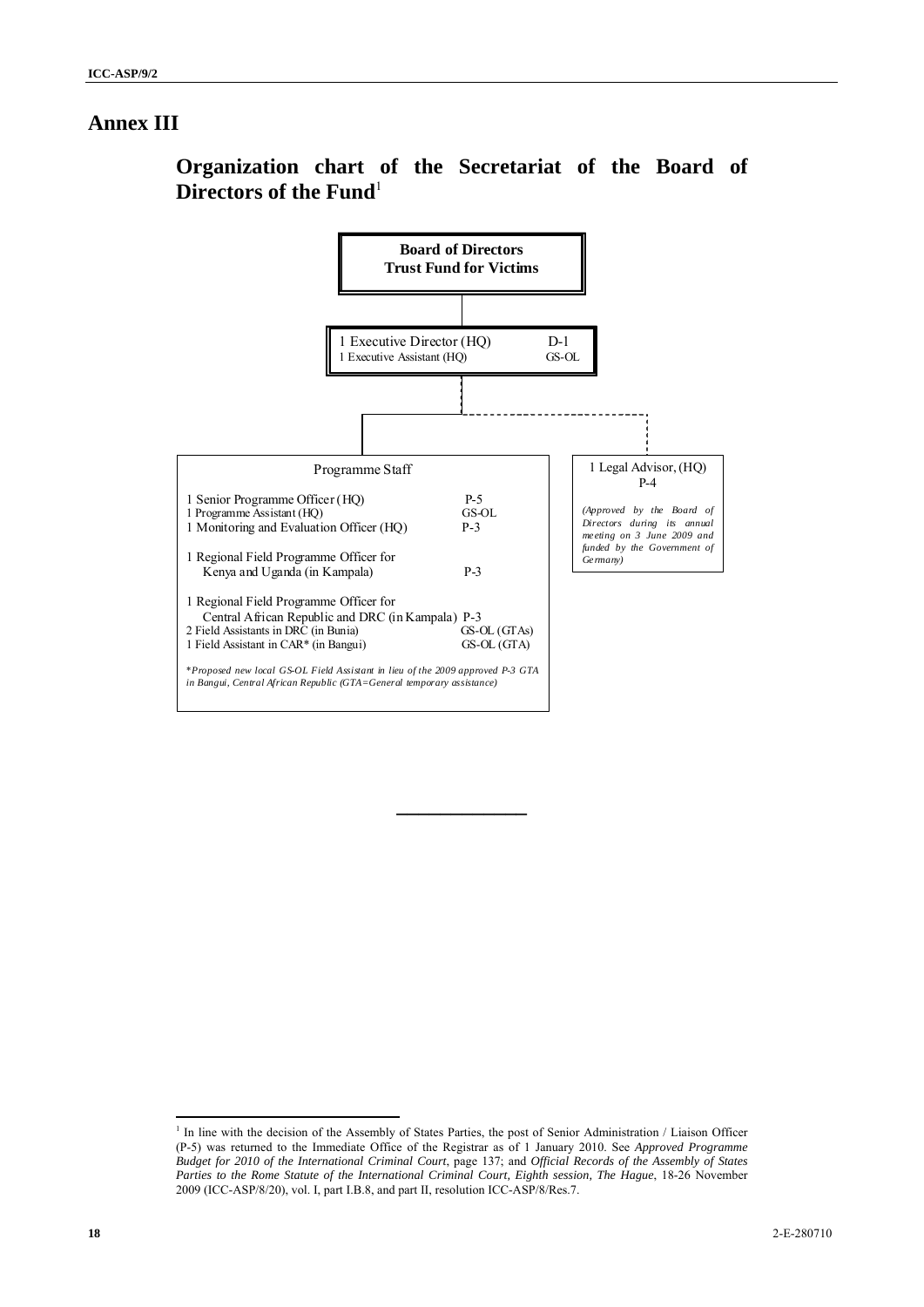# Annex III

## Organization chart of the Secretariat of the Board of Directors of the Fund[1]

**Board of Directors**
**Trust Fund for Victims**

1 Executive Director (HQ) D-1
1 Executive Assistant (HQ) GS-OL

Programme Staff

1 Senior Programme Officer (HQ) P-5
1 Programme Assistant (HQ) GS-OL
1 Monitoring and Evaluation Officer (HQ) P-3

1 Regional Field Programme Officer for Kenya and Uganda (in Kampala) P-3

1 Regional Field Programme Officer for Central African Republic and DRC (in Kampala) P-3
2 Field Assistants in DRC (in Bunia) GS-OL (GTAs)
1 Field Assistant in CAR* (in Bangui) GS-OL (GTA)

*\*Proposed new local GS-OL Field Assistant in lieu of the 2009 approved P-3 GTA in Bangui, Central African Republic (GTA=General temporary assistance)*

1 Legal Advisor, (HQ)
P-4

*(Approved by the Board of Directors during its annual meeting on 3 June 2009 and funded by the Government of Germany)*

---

[1] In line with the decision of the Assembly of States Parties, the post of Senior Administration / Liaison Officer (P-5) was returned to the Immediate Office of the Registrar as of 1 January 2010. See *Approved Programme Budget for 2010 of the International Criminal Court*, page 137; and *Official Records of the Assembly of States Parties to the Rome Statute of the International Criminal Court, Eighth session, The Hague*, 18-26 November 2009 (ICC-ASP/8/20), vol. I, part I.B.8, and part II, resolution ICC-ASP/8/Res.7.